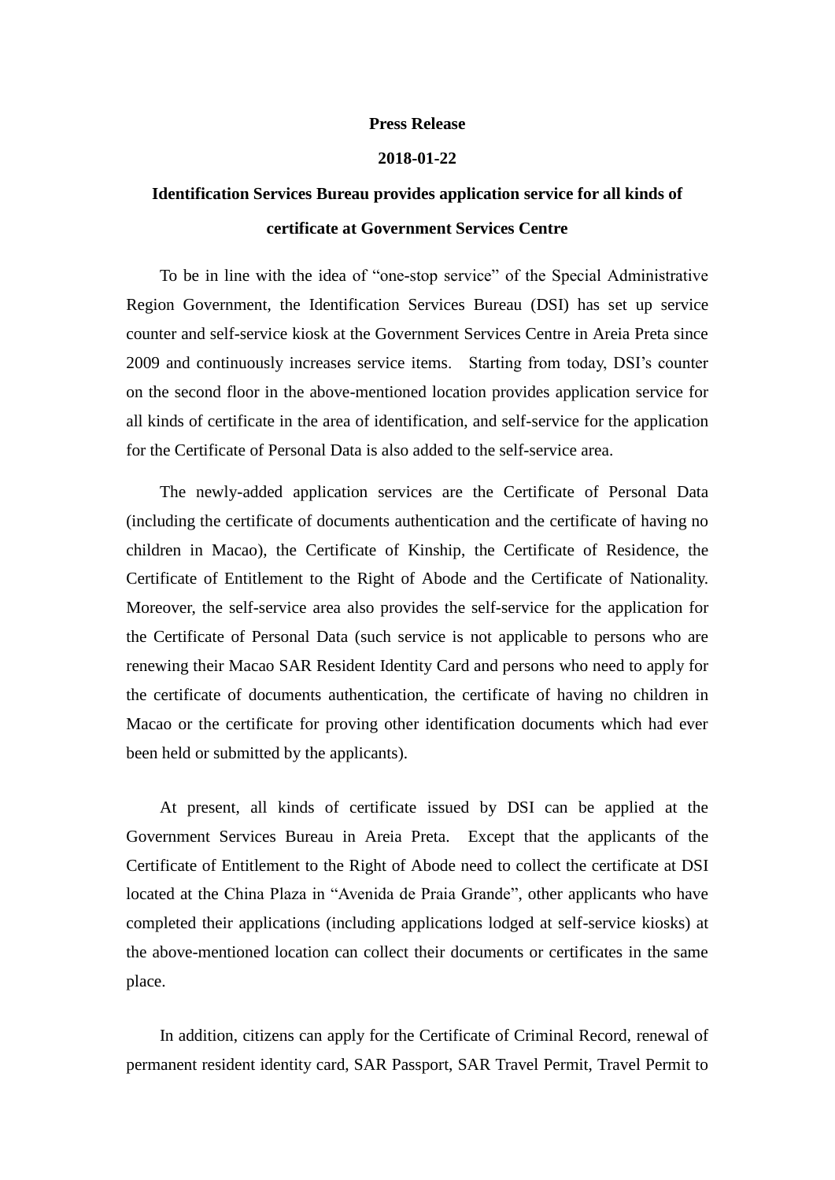**Press Release**

**2018-01-22**

**Identification Services Bureau provides application service for all kinds of certificate at Government Services Centre**

To be in line with the idea of "one-stop service" of the Special Administrative Region Government, the Identification Services Bureau (DSI) has set up service counter and self-service kiosk at the Government Services Centre in Areia Preta since 2009 and continuously increases service items. Starting from today, DSI's counter on the second floor in the above-mentioned location provides application service for all kinds of certificate in the area of identification, and self-service for the application for the Certificate of Personal Data is also added to the self-service area.

The newly-added application services are the Certificate of Personal Data (including the certificate of documents authentication and the certificate of having no children in Macao), the Certificate of Kinship, the Certificate of Residence, the Certificate of Entitlement to the Right of Abode and the Certificate of Nationality. Moreover, the self-service area also provides the self-service for the application for the Certificate of Personal Data (such service is not applicable to persons who are renewing their Macao SAR Resident Identity Card and persons who need to apply for the certificate of documents authentication, the certificate of having no children in Macao or the certificate for proving other identification documents which had ever been held or submitted by the applicants).

At present, all kinds of certificate issued by DSI can be applied at the Government Services Bureau in Areia Preta. Except that the applicants of the Certificate of Entitlement to the Right of Abode need to collect the certificate at DSI located at the China Plaza in "Avenida de Praia Grande", other applicants who have completed their applications (including applications lodged at self-service kiosks) at the above-mentioned location can collect their documents or certificates in the same place.

In addition, citizens can apply for the Certificate of Criminal Record, renewal of permanent resident identity card, SAR Passport, SAR Travel Permit, Travel Permit to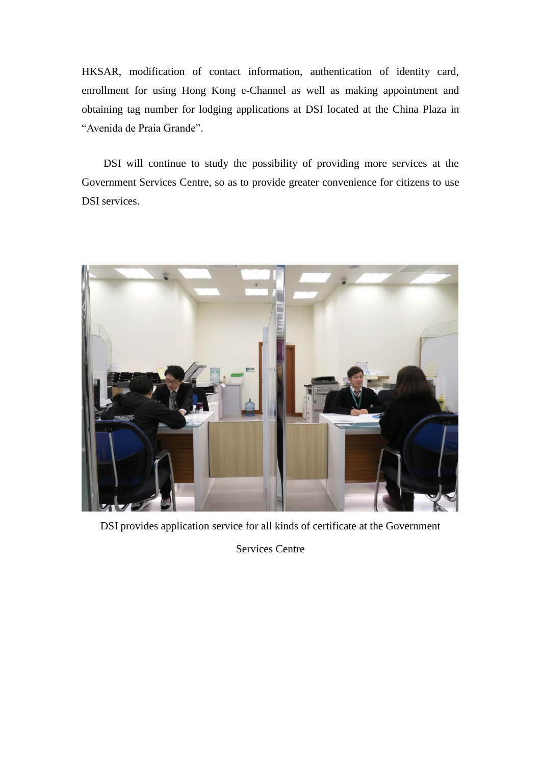HKSAR, modification of contact information, authentication of identity card, enrollment for using Hong Kong e-Channel as well as making appointment and obtaining tag number for lodging applications at DSI located at the China Plaza in "Avenida de Praia Grande".

DSI will continue to study the possibility of providing more services at the Government Services Centre, so as to provide greater convenience for citizens to use DSI services.

DSI provides application service for all kinds of certificate at the Government Services Centre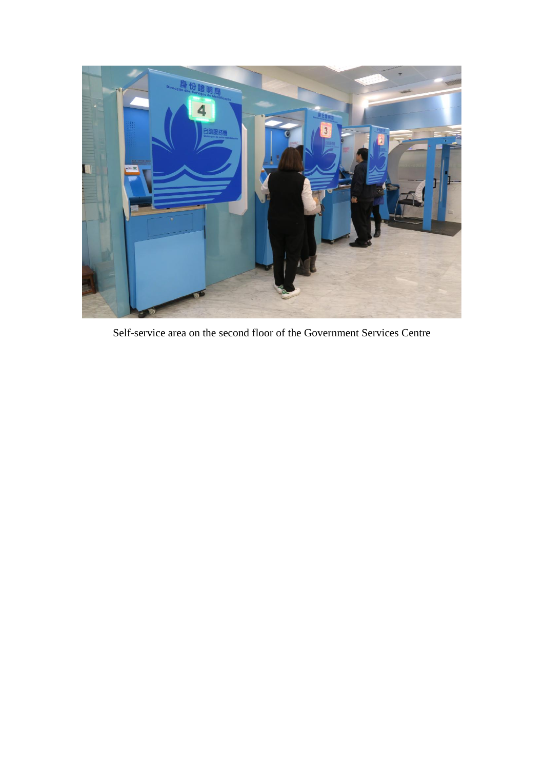Self-service area on the second floor of the Government Services Centre